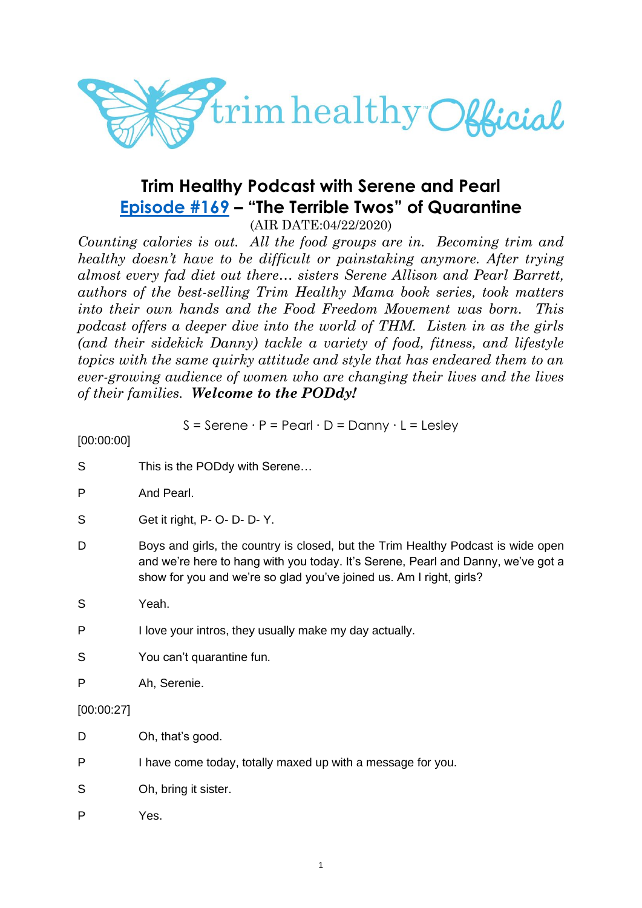trim healthy Official

# Trim Healthy Podcast with Serene and Pearl

## Episode #169 – "The Terrible Twos" of Quarantine

(AIR DATE:04/22/2020)

*Counting calories is out. All the food groups are in. Becoming trim and healthy doesn't have to be difficult or painstaking anymore. After trying almost every fad diet out there… sisters Serene Allison and Pearl Barrett, authors of the best-selling Trim Healthy Mama book series, took matters into their own hands and the Food Freedom Movement was born. This podcast offers a deeper dive into the world of THM. Listen in as the girls (and their sidekick Danny) tackle a variety of food, fitness, and lifestyle topics with the same quirky attitude and style that has endeared them to an ever-growing audience of women who are changing their lives and the lives of their families.* ***Welcome to the PODdy!***

S = Serene · P = Pearl · D = Danny · L = Lesley

[00:00:00]

S This is the PODdy with Serene…

P And Pearl.

S Get it right, P- O- D- D- Y.

D Boys and girls, the country is closed, but the Trim Healthy Podcast is wide open and we're here to hang with you today. It's Serene, Pearl and Danny, we've got a show for you and we're so glad you've joined us. Am I right, girls?

S Yeah.

P I love your intros, they usually make my day actually.

S You can't quarantine fun.

P Ah, Serenie.

[00:00:27]

D Oh, that's good.

P I have come today, totally maxed up with a message for you.

S Oh, bring it sister.

P Yes.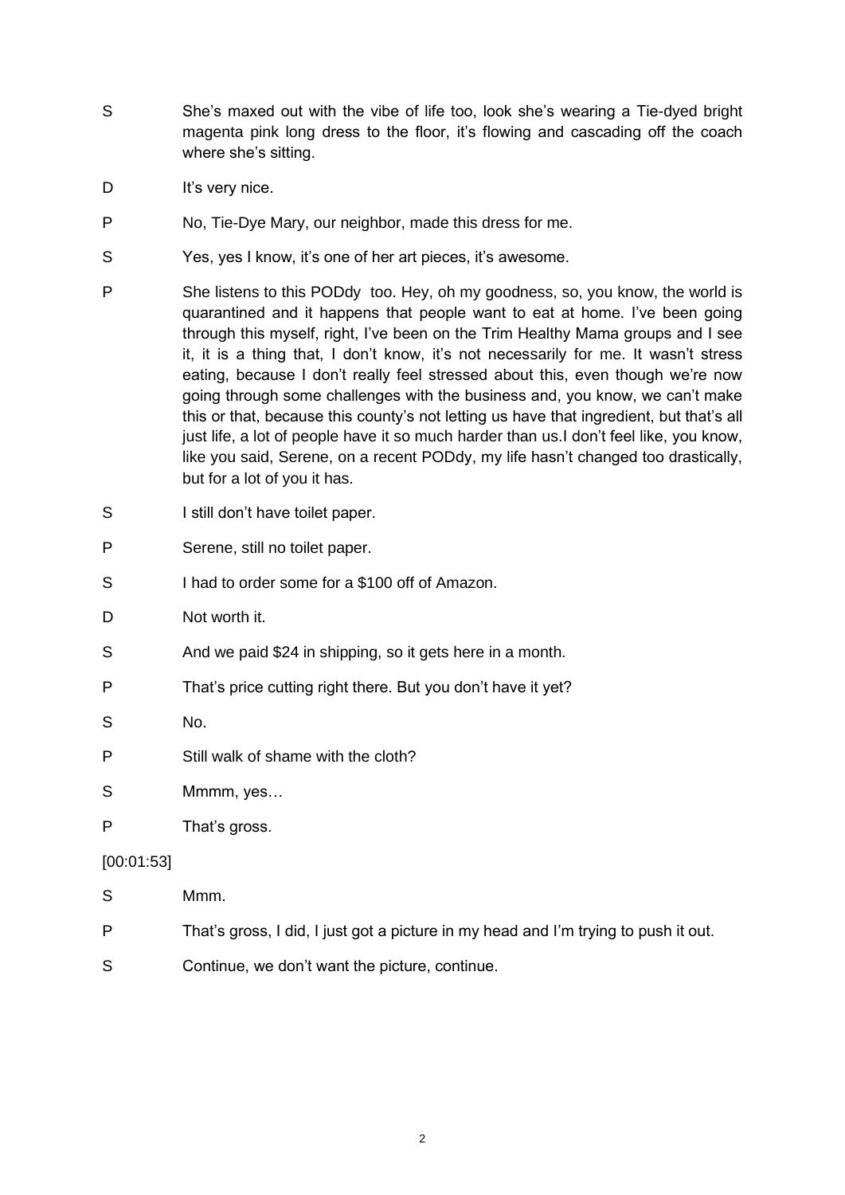S She's maxed out with the vibe of life too, look she's wearing a Tie-dyed bright magenta pink long dress to the floor, it's flowing and cascading off the coach where she's sitting.

D It's very nice.

P No, Tie-Dye Mary, our neighbor, made this dress for me.

S Yes, yes I know, it's one of her art pieces, it's awesome.

P She listens to this PODdy too. Hey, oh my goodness, so, you know, the world is quarantined and it happens that people want to eat at home. I've been going through this myself, right, I've been on the Trim Healthy Mama groups and I see it, it is a thing that, I don't know, it's not necessarily for me. It wasn't stress eating, because I don't really feel stressed about this, even though we're now going through some challenges with the business and, you know, we can't make this or that, because this county's not letting us have that ingredient, but that's all just life, a lot of people have it so much harder than us.I don't feel like, you know, like you said, Serene, on a recent PODdy, my life hasn't changed too drastically, but for a lot of you it has.

S I still don't have toilet paper.

P Serene, still no toilet paper.

S I had to order some for a $100 off of Amazon.

D Not worth it.

S And we paid $24 in shipping, so it gets here in a month.

P That's price cutting right there. But you don't have it yet?

S No.

P Still walk of shame with the cloth?

S Mmmm, yes…

P That's gross.

[00:01:53]

S Mmm.

P That's gross, I did, I just got a picture in my head and I'm trying to push it out.

S Continue, we don't want the picture, continue.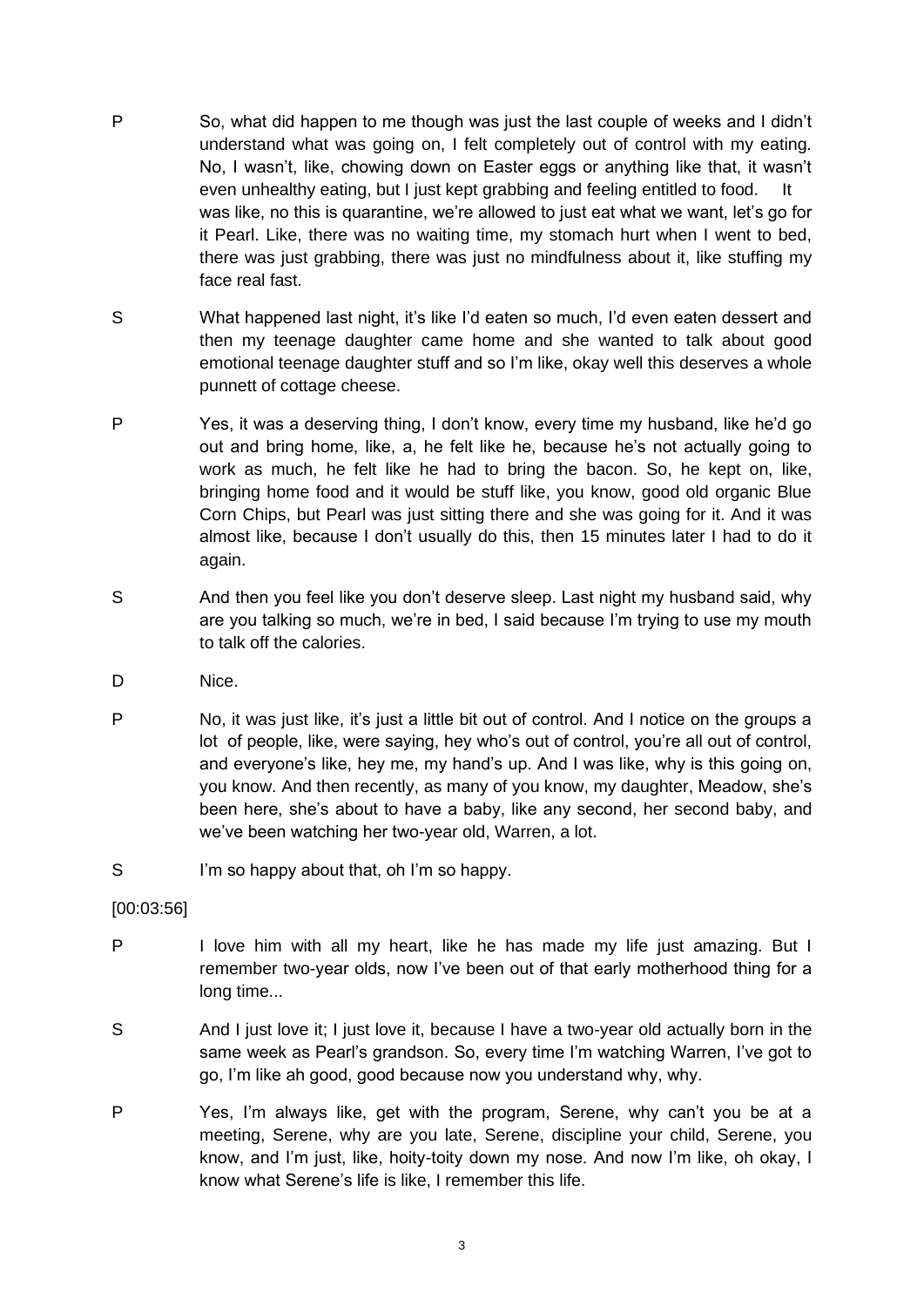P So, what did happen to me though was just the last couple of weeks and I didn't understand what was going on, I felt completely out of control with my eating. No, I wasn't, like, chowing down on Easter eggs or anything like that, it wasn't even unhealthy eating, but I just kept grabbing and feeling entitled to food. It was like, no this is quarantine, we're allowed to just eat what we want, let's go for it Pearl. Like, there was no waiting time, my stomach hurt when I went to bed, there was just grabbing, there was just no mindfulness about it, like stuffing my face real fast.

S What happened last night, it's like I'd eaten so much, I'd even eaten dessert and then my teenage daughter came home and she wanted to talk about good emotional teenage daughter stuff and so I'm like, okay well this deserves a whole punnett of cottage cheese.

P Yes, it was a deserving thing, I don't know, every time my husband, like he'd go out and bring home, like, a, he felt like he, because he's not actually going to work as much, he felt like he had to bring the bacon. So, he kept on, like, bringing home food and it would be stuff like, you know, good old organic Blue Corn Chips, but Pearl was just sitting there and she was going for it. And it was almost like, because I don't usually do this, then 15 minutes later I had to do it again.

S And then you feel like you don't deserve sleep. Last night my husband said, why are you talking so much, we're in bed, I said because I'm trying to use my mouth to talk off the calories.

D Nice.

P No, it was just like, it's just a little bit out of control. And I notice on the groups a lot of people, like, were saying, hey who's out of control, you're all out of control, and everyone's like, hey me, my hand's up. And I was like, why is this going on, you know. And then recently, as many of you know, my daughter, Meadow, she's been here, she's about to have a baby, like any second, her second baby, and we've been watching her two-year old, Warren, a lot.

S I'm so happy about that, oh I'm so happy.

[00:03:56]

P I love him with all my heart, like he has made my life just amazing. But I remember two-year olds, now I've been out of that early motherhood thing for a long time...

S And I just love it; I just love it, because I have a two-year old actually born in the same week as Pearl's grandson. So, every time I'm watching Warren, I've got to go, I'm like ah good, good because now you understand why, why.

P Yes, I'm always like, get with the program, Serene, why can't you be at a meeting, Serene, why are you late, Serene, discipline your child, Serene, you know, and I'm just, like, hoity-toity down my nose. And now I'm like, oh okay, I know what Serene's life is like, I remember this life.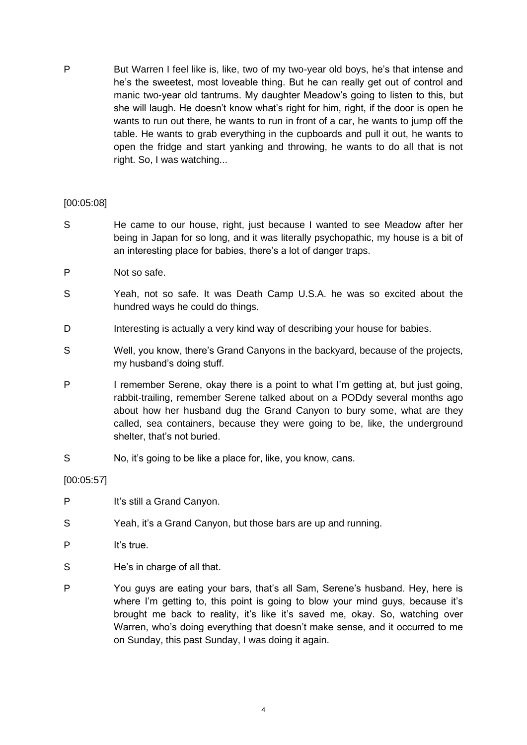P But Warren I feel like is, like, two of my two-year old boys, he's that intense and he's the sweetest, most loveable thing. But he can really get out of control and manic two-year old tantrums. My daughter Meadow's going to listen to this, but she will laugh. He doesn't know what's right for him, right, if the door is open he wants to run out there, he wants to run in front of a car, he wants to jump off the table. He wants to grab everything in the cupboards and pull it out, he wants to open the fridge and start yanking and throwing, he wants to do all that is not right. So, I was watching...

[00:05:08]

S He came to our house, right, just because I wanted to see Meadow after her being in Japan for so long, and it was literally psychopathic, my house is a bit of an interesting place for babies, there's a lot of danger traps.

P Not so safe.

S Yeah, not so safe. It was Death Camp U.S.A. he was so excited about the hundred ways he could do things.

D Interesting is actually a very kind way of describing your house for babies.

S Well, you know, there's Grand Canyons in the backyard, because of the projects, my husband's doing stuff.

P I remember Serene, okay there is a point to what I'm getting at, but just going, rabbit-trailing, remember Serene talked about on a PODdy several months ago about how her husband dug the Grand Canyon to bury some, what are they called, sea containers, because they were going to be, like, the underground shelter, that's not buried.

S No, it's going to be like a place for, like, you know, cans.

[00:05:57]

P It's still a Grand Canyon.

S Yeah, it's a Grand Canyon, but those bars are up and running.

P It's true.

S He's in charge of all that.

P You guys are eating your bars, that's all Sam, Serene's husband. Hey, here is where I'm getting to, this point is going to blow your mind guys, because it's brought me back to reality, it's like it's saved me, okay. So, watching over Warren, who's doing everything that doesn't make sense, and it occurred to me on Sunday, this past Sunday, I was doing it again.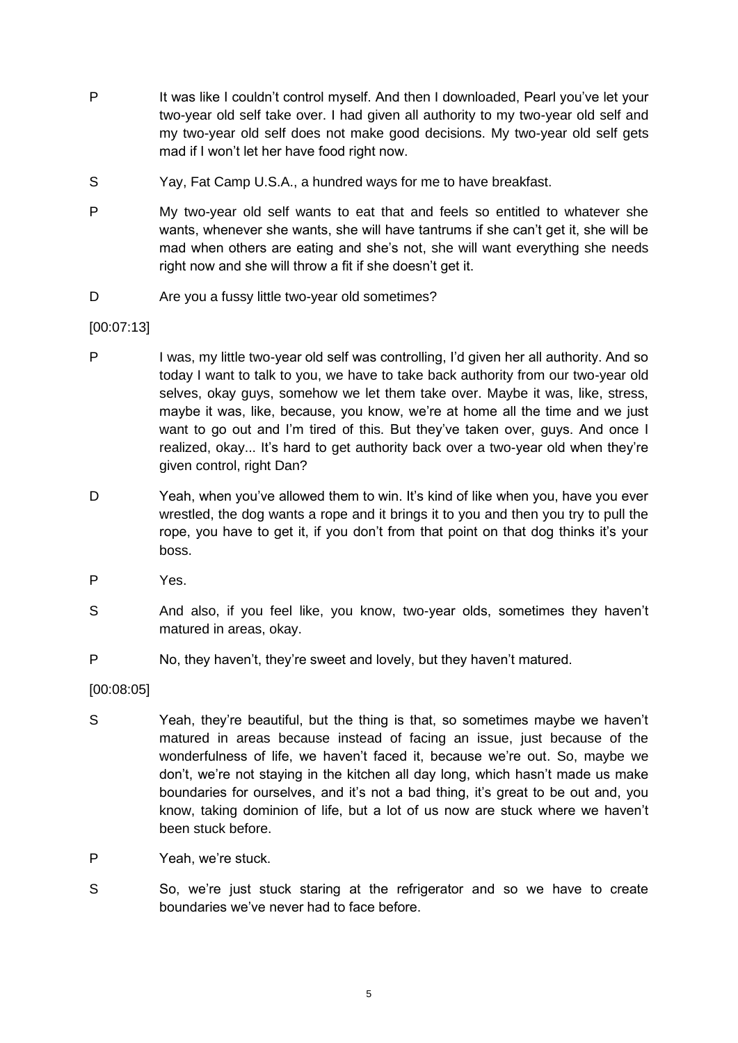P It was like I couldn't control myself. And then I downloaded, Pearl you've let your two-year old self take over. I had given all authority to my two-year old self and my two-year old self does not make good decisions. My two-year old self gets mad if I won't let her have food right now.

S Yay, Fat Camp U.S.A., a hundred ways for me to have breakfast.

P My two-year old self wants to eat that and feels so entitled to whatever she wants, whenever she wants, she will have tantrums if she can't get it, she will be mad when others are eating and she's not, she will want everything she needs right now and she will throw a fit if she doesn't get it.

D Are you a fussy little two-year old sometimes?

[00:07:13]

P I was, my little two-year old self was controlling, I'd given her all authority. And so today I want to talk to you, we have to take back authority from our two-year old selves, okay guys, somehow we let them take over. Maybe it was, like, stress, maybe it was, like, because, you know, we're at home all the time and we just want to go out and I'm tired of this. But they've taken over, guys. And once I realized, okay... It's hard to get authority back over a two-year old when they're given control, right Dan?

D Yeah, when you've allowed them to win. It's kind of like when you, have you ever wrestled, the dog wants a rope and it brings it to you and then you try to pull the rope, you have to get it, if you don't from that point on that dog thinks it's your boss.

P Yes.

S And also, if you feel like, you know, two-year olds, sometimes they haven't matured in areas, okay.

P No, they haven't, they're sweet and lovely, but they haven't matured.

[00:08:05]

S Yeah, they're beautiful, but the thing is that, so sometimes maybe we haven't matured in areas because instead of facing an issue, just because of the wonderfulness of life, we haven't faced it, because we're out. So, maybe we don't, we're not staying in the kitchen all day long, which hasn't made us make boundaries for ourselves, and it's not a bad thing, it's great to be out and, you know, taking dominion of life, but a lot of us now are stuck where we haven't been stuck before.

P Yeah, we're stuck.

S So, we're just stuck staring at the refrigerator and so we have to create boundaries we've never had to face before.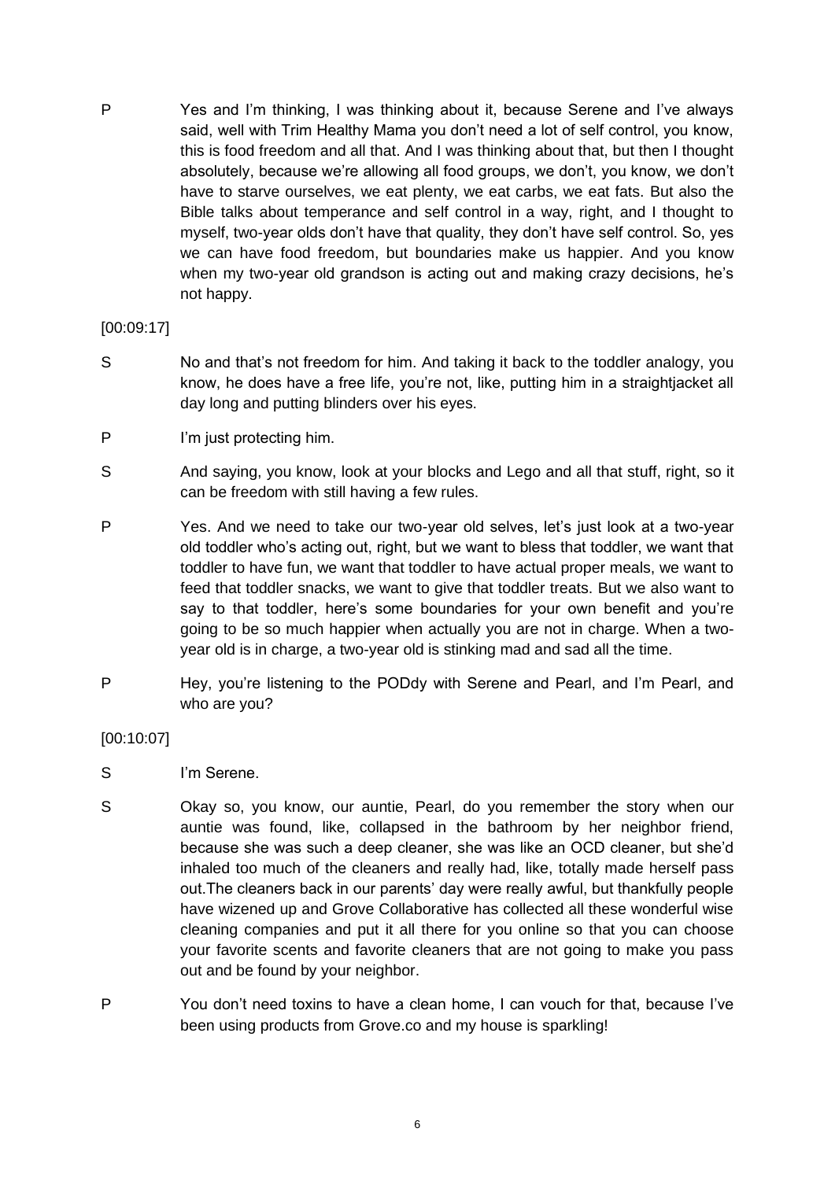P Yes and I'm thinking, I was thinking about it, because Serene and I've always said, well with Trim Healthy Mama you don't need a lot of self control, you know, this is food freedom and all that. And I was thinking about that, but then I thought absolutely, because we're allowing all food groups, we don't, you know, we don't have to starve ourselves, we eat plenty, we eat carbs, we eat fats. But also the Bible talks about temperance and self control in a way, right, and I thought to myself, two-year olds don't have that quality, they don't have self control. So, yes we can have food freedom, but boundaries make us happier. And you know when my two-year old grandson is acting out and making crazy decisions, he's not happy.

[00:09:17]

S No and that's not freedom for him. And taking it back to the toddler analogy, you know, he does have a free life, you're not, like, putting him in a straightjacket all day long and putting blinders over his eyes.

P I'm just protecting him.

S And saying, you know, look at your blocks and Lego and all that stuff, right, so it can be freedom with still having a few rules.

P Yes. And we need to take our two-year old selves, let's just look at a two-year old toddler who's acting out, right, but we want to bless that toddler, we want that toddler to have fun, we want that toddler to have actual proper meals, we want to feed that toddler snacks, we want to give that toddler treats. But we also want to say to that toddler, here's some boundaries for your own benefit and you're going to be so much happier when actually you are not in charge. When a two-year old is in charge, a two-year old is stinking mad and sad all the time.

P Hey, you're listening to the PODdy with Serene and Pearl, and I'm Pearl, and who are you?

[00:10:07]

S I'm Serene.

S Okay so, you know, our auntie, Pearl, do you remember the story when our auntie was found, like, collapsed in the bathroom by her neighbor friend, because she was such a deep cleaner, she was like an OCD cleaner, but she'd inhaled too much of the cleaners and really had, like, totally made herself pass out.The cleaners back in our parents' day were really awful, but thankfully people have wizened up and Grove Collaborative has collected all these wonderful wise cleaning companies and put it all there for you online so that you can choose your favorite scents and favorite cleaners that are not going to make you pass out and be found by your neighbor.

P You don't need toxins to have a clean home, I can vouch for that, because I've been using products from Grove.co and my house is sparkling!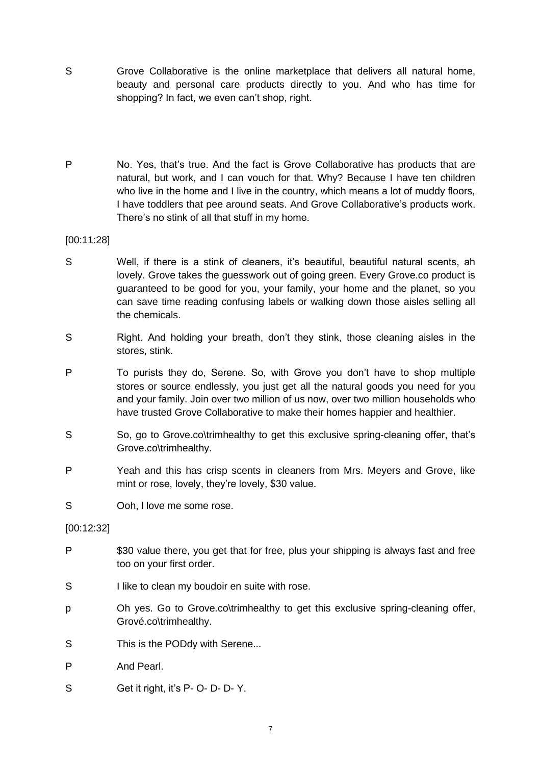S Grove Collaborative is the online marketplace that delivers all natural home, beauty and personal care products directly to you. And who has time for shopping? In fact, we even can't shop, right.

P No. Yes, that's true. And the fact is Grove Collaborative has products that are natural, but work, and I can vouch for that. Why? Because I have ten children who live in the home and I live in the country, which means a lot of muddy floors, I have toddlers that pee around seats. And Grove Collaborative's products work. There's no stink of all that stuff in my home.

[00:11:28]

S Well, if there is a stink of cleaners, it's beautiful, beautiful natural scents, ah lovely. Grove takes the guesswork out of going green. Every Grove.co product is guaranteed to be good for you, your family, your home and the planet, so you can save time reading confusing labels or walking down those aisles selling all the chemicals.

S Right. And holding your breath, don't they stink, those cleaning aisles in the stores, stink.

P To purists they do, Serene. So, with Grove you don't have to shop multiple stores or source endlessly, you just get all the natural goods you need for you and your family. Join over two million of us now, over two million households who have trusted Grove Collaborative to make their homes happier and healthier.

S So, go to Grove.co\trimhealthy to get this exclusive spring-cleaning offer, that's Grove.co\trimhealthy.

P Yeah and this has crisp scents in cleaners from Mrs. Meyers and Grove, like mint or rose, lovely, they're lovely, $30 value.

S Ooh, I love me some rose.

[00:12:32]

P $30 value there, you get that for free, plus your shipping is always fast and free too on your first order.

S I like to clean my boudoir en suite with rose.

p Oh yes. Go to Grove.co\trimhealthy to get this exclusive spring-cleaning offer, Grové.co\trimhealthy.

S This is the PODdy with Serene...

P And Pearl.

S Get it right, it's P- O- D- D- Y.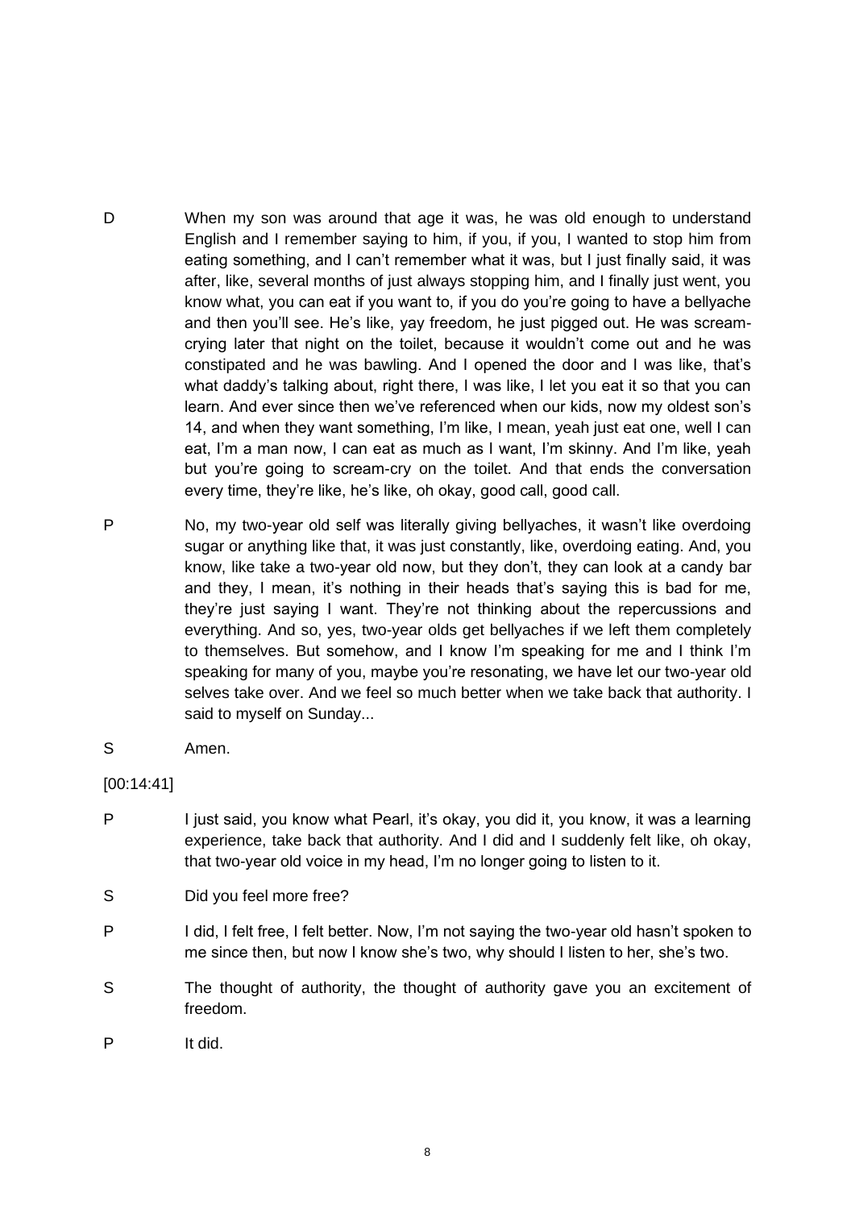D When my son was around that age it was, he was old enough to understand English and I remember saying to him, if you, if you, I wanted to stop him from eating something, and I can't remember what it was, but I just finally said, it was after, like, several months of just always stopping him, and I finally just went, you know what, you can eat if you want to, if you do you're going to have a bellyache and then you'll see. He's like, yay freedom, he just pigged out. He was scream-crying later that night on the toilet, because it wouldn't come out and he was constipated and he was bawling. And I opened the door and I was like, that's what daddy's talking about, right there, I was like, I let you eat it so that you can learn. And ever since then we've referenced when our kids, now my oldest son's 14, and when they want something, I'm like, I mean, yeah just eat one, well I can eat, I'm a man now, I can eat as much as I want, I'm skinny. And I'm like, yeah but you're going to scream-cry on the toilet. And that ends the conversation every time, they're like, he's like, oh okay, good call, good call.

P No, my two-year old self was literally giving bellyaches, it wasn't like overdoing sugar or anything like that, it was just constantly, like, overdoing eating. And, you know, like take a two-year old now, but they don't, they can look at a candy bar and they, I mean, it's nothing in their heads that's saying this is bad for me, they're just saying I want. They're not thinking about the repercussions and everything. And so, yes, two-year olds get bellyaches if we left them completely to themselves. But somehow, and I know I'm speaking for me and I think I'm speaking for many of you, maybe you're resonating, we have let our two-year old selves take over. And we feel so much better when we take back that authority. I said to myself on Sunday...

S Amen.

[00:14:41]

P I just said, you know what Pearl, it's okay, you did it, you know, it was a learning experience, take back that authority. And I did and I suddenly felt like, oh okay, that two-year old voice in my head, I'm no longer going to listen to it.

S Did you feel more free?

P I did, I felt free, I felt better. Now, I'm not saying the two-year old hasn't spoken to me since then, but now I know she's two, why should I listen to her, she's two.

S The thought of authority, the thought of authority gave you an excitement of freedom.

P It did.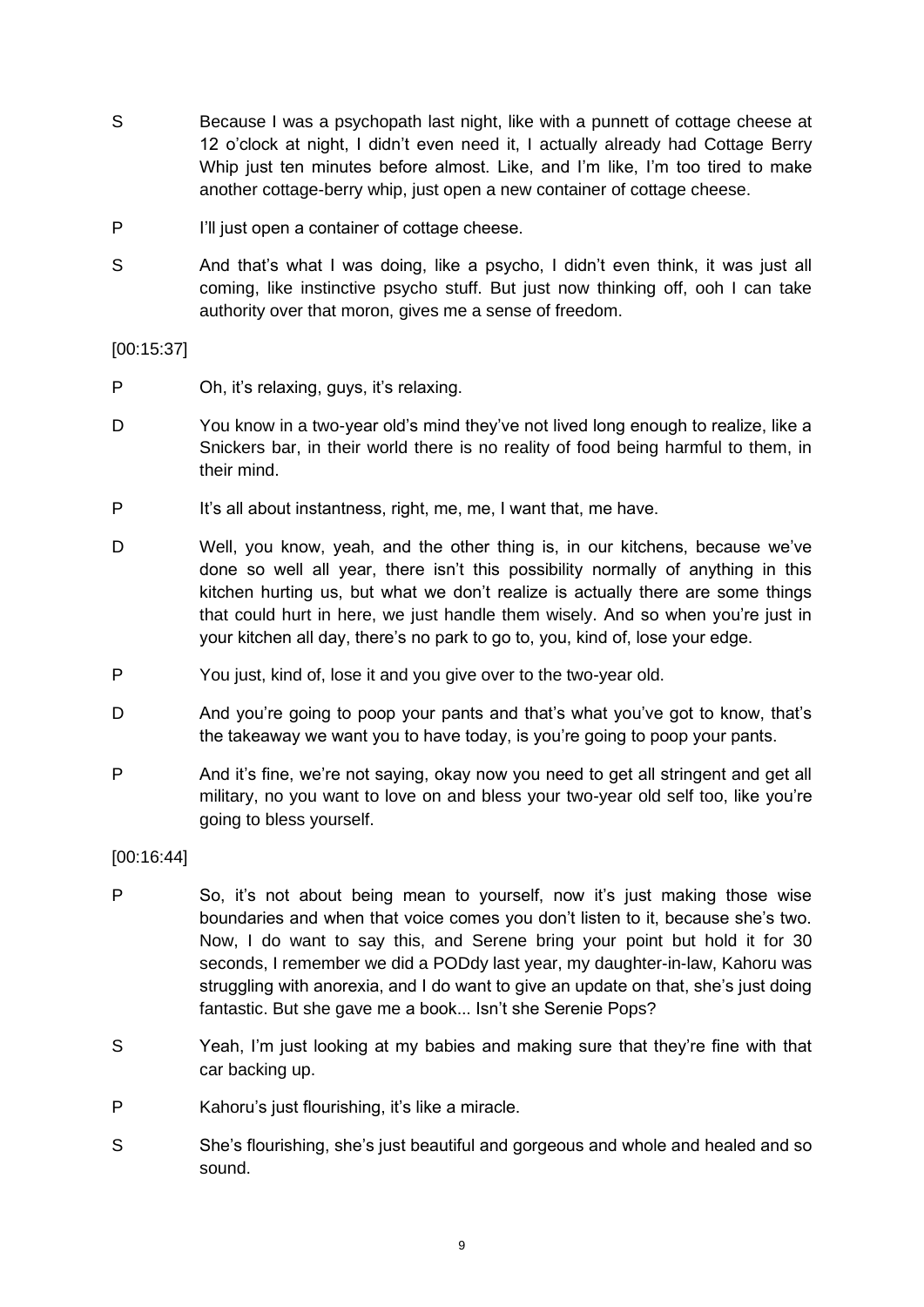S Because I was a psychopath last night, like with a punnett of cottage cheese at 12 o'clock at night, I didn't even need it, I actually already had Cottage Berry Whip just ten minutes before almost. Like, and I'm like, I'm too tired to make another cottage-berry whip, just open a new container of cottage cheese.

P I'll just open a container of cottage cheese.

S And that's what I was doing, like a psycho, I didn't even think, it was just all coming, like instinctive psycho stuff. But just now thinking off, ooh I can take authority over that moron, gives me a sense of freedom.

[00:15:37]

P Oh, it's relaxing, guys, it's relaxing.

D You know in a two-year old's mind they've not lived long enough to realize, like a Snickers bar, in their world there is no reality of food being harmful to them, in their mind.

P It's all about instantness, right, me, me, I want that, me have.

D Well, you know, yeah, and the other thing is, in our kitchens, because we've done so well all year, there isn't this possibility normally of anything in this kitchen hurting us, but what we don't realize is actually there are some things that could hurt in here, we just handle them wisely. And so when you're just in your kitchen all day, there's no park to go to, you, kind of, lose your edge.

P You just, kind of, lose it and you give over to the two-year old.

D And you're going to poop your pants and that's what you've got to know, that's the takeaway we want you to have today, is you're going to poop your pants.

P And it's fine, we're not saying, okay now you need to get all stringent and get all military, no you want to love on and bless your two-year old self too, like you're going to bless yourself.

[00:16:44]

P So, it's not about being mean to yourself, now it's just making those wise boundaries and when that voice comes you don't listen to it, because she's two. Now, I do want to say this, and Serene bring your point but hold it for 30 seconds, I remember we did a PODdy last year, my daughter-in-law, Kahoru was struggling with anorexia, and I do want to give an update on that, she's just doing fantastic. But she gave me a book... Isn't she Serenie Pops?

S Yeah, I'm just looking at my babies and making sure that they're fine with that car backing up.

P Kahoru's just flourishing, it's like a miracle.

S She's flourishing, she's just beautiful and gorgeous and whole and healed and so sound.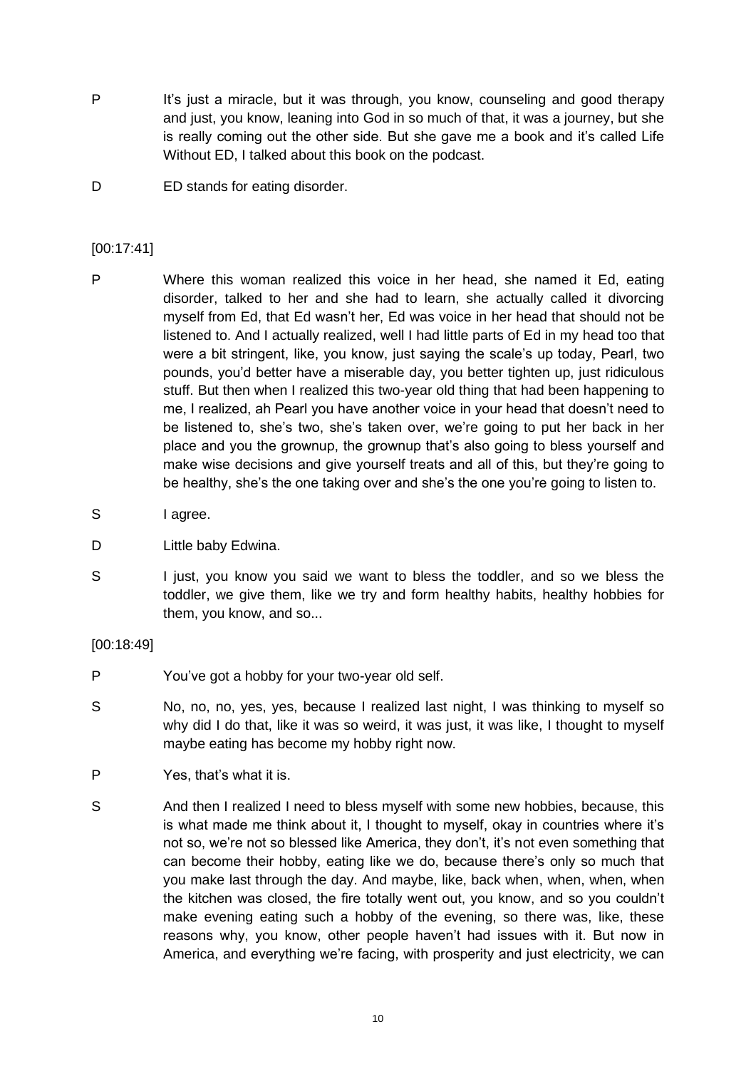P It's just a miracle, but it was through, you know, counseling and good therapy and just, you know, leaning into God in so much of that, it was a journey, but she is really coming out the other side. But she gave me a book and it's called Life Without ED, I talked about this book on the podcast.

D ED stands for eating disorder.

[00:17:41]

P Where this woman realized this voice in her head, she named it Ed, eating disorder, talked to her and she had to learn, she actually called it divorcing myself from Ed, that Ed wasn't her, Ed was voice in her head that should not be listened to. And I actually realized, well I had little parts of Ed in my head too that were a bit stringent, like, you know, just saying the scale's up today, Pearl, two pounds, you'd better have a miserable day, you better tighten up, just ridiculous stuff. But then when I realized this two-year old thing that had been happening to me, I realized, ah Pearl you have another voice in your head that doesn't need to be listened to, she's two, she's taken over, we're going to put her back in her place and you the grownup, the grownup that's also going to bless yourself and make wise decisions and give yourself treats and all of this, but they're going to be healthy, she's the one taking over and she's the one you're going to listen to.

S I agree.

D Little baby Edwina.

S I just, you know you said we want to bless the toddler, and so we bless the toddler, we give them, like we try and form healthy habits, healthy hobbies for them, you know, and so...

[00:18:49]

P You've got a hobby for your two-year old self.

S No, no, no, yes, yes, because I realized last night, I was thinking to myself so why did I do that, like it was so weird, it was just, it was like, I thought to myself maybe eating has become my hobby right now.

P Yes, that's what it is.

S And then I realized I need to bless myself with some new hobbies, because, this is what made me think about it, I thought to myself, okay in countries where it's not so, we're not so blessed like America, they don't, it's not even something that can become their hobby, eating like we do, because there's only so much that you make last through the day. And maybe, like, back when, when, when, when the kitchen was closed, the fire totally went out, you know, and so you couldn't make evening eating such a hobby of the evening, so there was, like, these reasons why, you know, other people haven't had issues with it. But now in America, and everything we're facing, with prosperity and just electricity, we can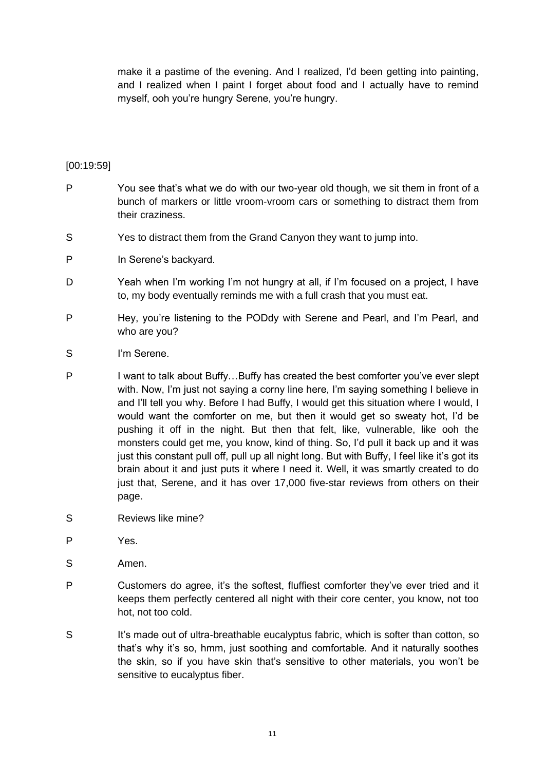make it a pastime of the evening. And I realized, I'd been getting into painting, and I realized when I paint I forget about food and I actually have to remind myself, ooh you're hungry Serene, you're hungry.

[00:19:59]

P You see that's what we do with our two-year old though, we sit them in front of a bunch of markers or little vroom-vroom cars or something to distract them from their craziness.

S Yes to distract them from the Grand Canyon they want to jump into.

P In Serene's backyard.

D Yeah when I'm working I'm not hungry at all, if I'm focused on a project, I have to, my body eventually reminds me with a full crash that you must eat.

P Hey, you're listening to the PODdy with Serene and Pearl, and I'm Pearl, and who are you?

S I'm Serene.

P I want to talk about Buffy…Buffy has created the best comforter you've ever slept with. Now, I'm just not saying a corny line here, I'm saying something I believe in and I'll tell you why. Before I had Buffy, I would get this situation where I would, I would want the comforter on me, but then it would get so sweaty hot, I'd be pushing it off in the night. But then that felt, like, vulnerable, like ooh the monsters could get me, you know, kind of thing. So, I'd pull it back up and it was just this constant pull off, pull up all night long. But with Buffy, I feel like it's got its brain about it and just puts it where I need it. Well, it was smartly created to do just that, Serene, and it has over 17,000 five-star reviews from others on their page.

S Reviews like mine?

P Yes.

S Amen.

P Customers do agree, it's the softest, fluffiest comforter they've ever tried and it keeps them perfectly centered all night with their core center, you know, not too hot, not too cold.

S It's made out of ultra-breathable eucalyptus fabric, which is softer than cotton, so that's why it's so, hmm, just soothing and comfortable. And it naturally soothes the skin, so if you have skin that's sensitive to other materials, you won't be sensitive to eucalyptus fiber.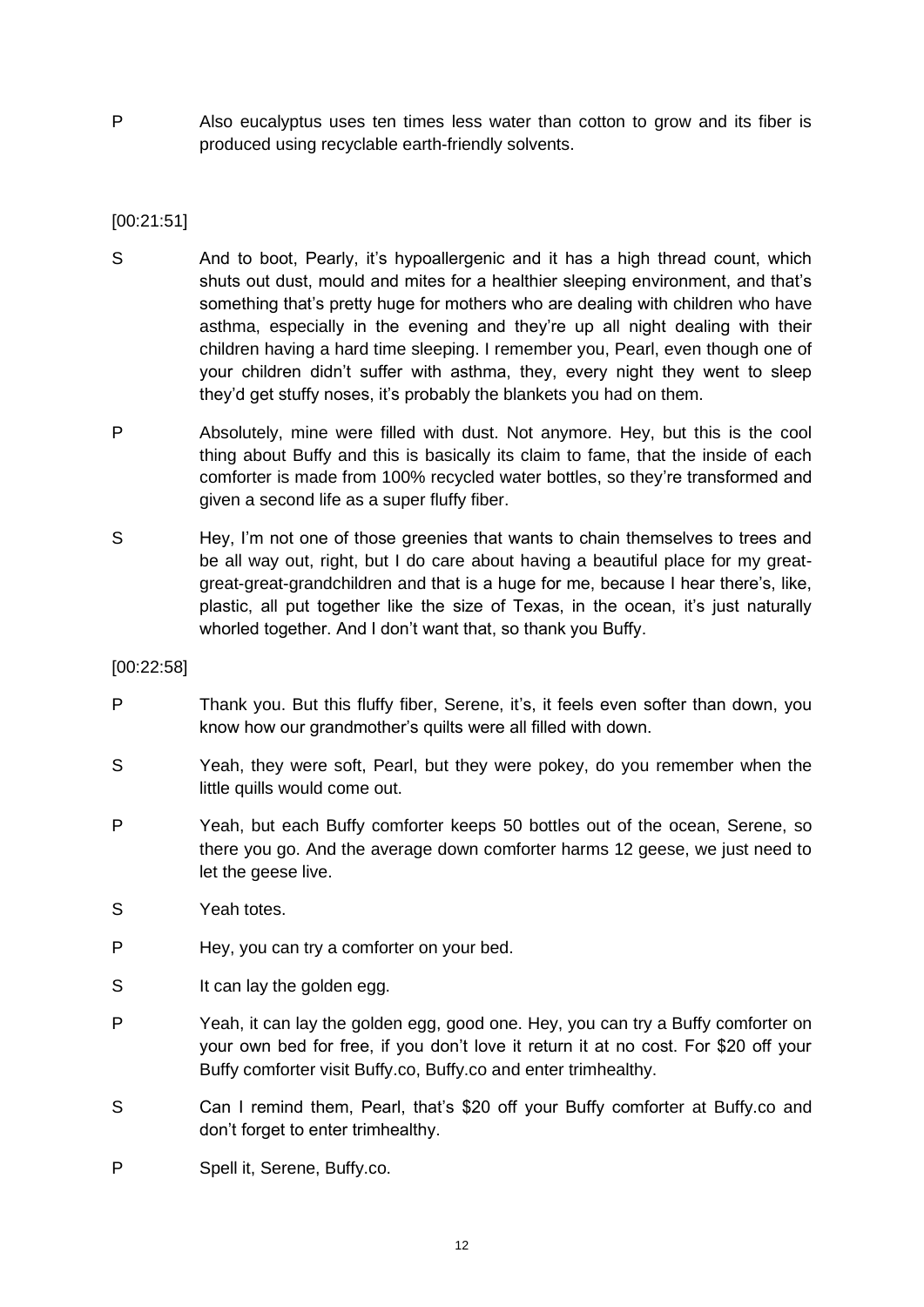P Also eucalyptus uses ten times less water than cotton to grow and its fiber is produced using recyclable earth-friendly solvents.

[00:21:51]

S And to boot, Pearly, it's hypoallergenic and it has a high thread count, which shuts out dust, mould and mites for a healthier sleeping environment, and that's something that's pretty huge for mothers who are dealing with children who have asthma, especially in the evening and they're up all night dealing with their children having a hard time sleeping. I remember you, Pearl, even though one of your children didn't suffer with asthma, they, every night they went to sleep they'd get stuffy noses, it's probably the blankets you had on them.

P Absolutely, mine were filled with dust. Not anymore. Hey, but this is the cool thing about Buffy and this is basically its claim to fame, that the inside of each comforter is made from 100% recycled water bottles, so they're transformed and given a second life as a super fluffy fiber.

S Hey, I'm not one of those greenies that wants to chain themselves to trees and be all way out, right, but I do care about having a beautiful place for my great-great-great-grandchildren and that is a huge for me, because I hear there's, like, plastic, all put together like the size of Texas, in the ocean, it's just naturally whorled together. And I don't want that, so thank you Buffy.

[00:22:58]

P Thank you. But this fluffy fiber, Serene, it's, it feels even softer than down, you know how our grandmother's quilts were all filled with down.

S Yeah, they were soft, Pearl, but they were pokey, do you remember when the little quills would come out.

P Yeah, but each Buffy comforter keeps 50 bottles out of the ocean, Serene, so there you go. And the average down comforter harms 12 geese, we just need to let the geese live.

S Yeah totes.

P Hey, you can try a comforter on your bed.

S It can lay the golden egg.

P Yeah, it can lay the golden egg, good one. Hey, you can try a Buffy comforter on your own bed for free, if you don't love it return it at no cost. For $20 off your Buffy comforter visit Buffy.co, Buffy.co and enter trimhealthy.

S Can I remind them, Pearl, that's $20 off your Buffy comforter at Buffy.co and don't forget to enter trimhealthy.

P Spell it, Serene, Buffy.co.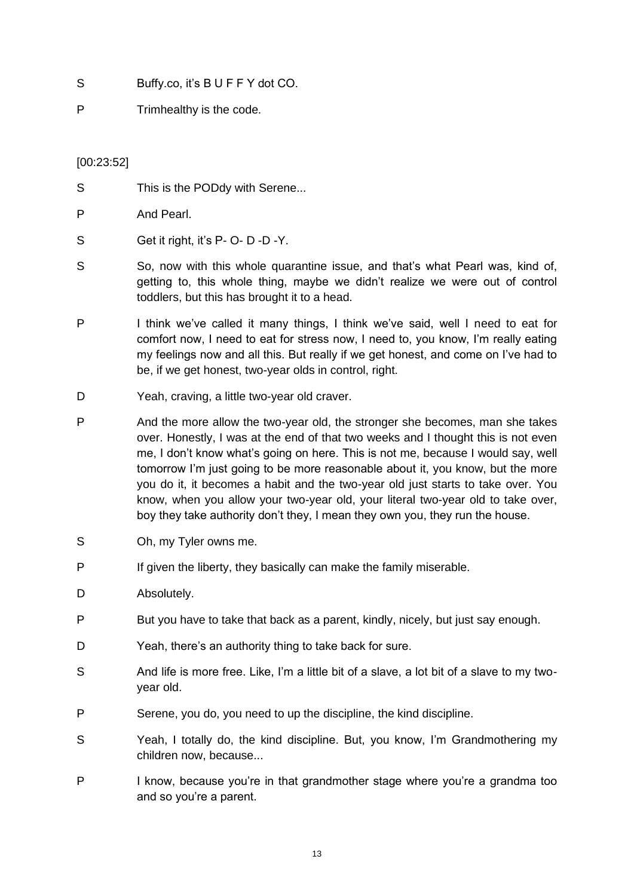S Buffy.co, it's B U F F Y dot CO.

P Trimhealthy is the code.

[00:23:52]

S This is the PODdy with Serene...

P And Pearl.

S Get it right, it's P- O- D -D -Y.

S So, now with this whole quarantine issue, and that's what Pearl was, kind of, getting to, this whole thing, maybe we didn't realize we were out of control toddlers, but this has brought it to a head.

P I think we've called it many things, I think we've said, well I need to eat for comfort now, I need to eat for stress now, I need to, you know, I'm really eating my feelings now and all this. But really if we get honest, and come on I've had to be, if we get honest, two-year olds in control, right.

D Yeah, craving, a little two-year old craver.

P And the more allow the two-year old, the stronger she becomes, man she takes over. Honestly, I was at the end of that two weeks and I thought this is not even me, I don't know what's going on here. This is not me, because I would say, well tomorrow I'm just going to be more reasonable about it, you know, but the more you do it, it becomes a habit and the two-year old just starts to take over. You know, when you allow your two-year old, your literal two-year old to take over, boy they take authority don't they, I mean they own you, they run the house.

S Oh, my Tyler owns me.

P If given the liberty, they basically can make the family miserable.

D Absolutely.

P But you have to take that back as a parent, kindly, nicely, but just say enough.

D Yeah, there's an authority thing to take back for sure.

S And life is more free. Like, I'm a little bit of a slave, a lot bit of a slave to my two-year old.

P Serene, you do, you need to up the discipline, the kind discipline.

S Yeah, I totally do, the kind discipline. But, you know, I'm Grandmothering my children now, because...

P I know, because you're in that grandmother stage where you're a grandma too and so you're a parent.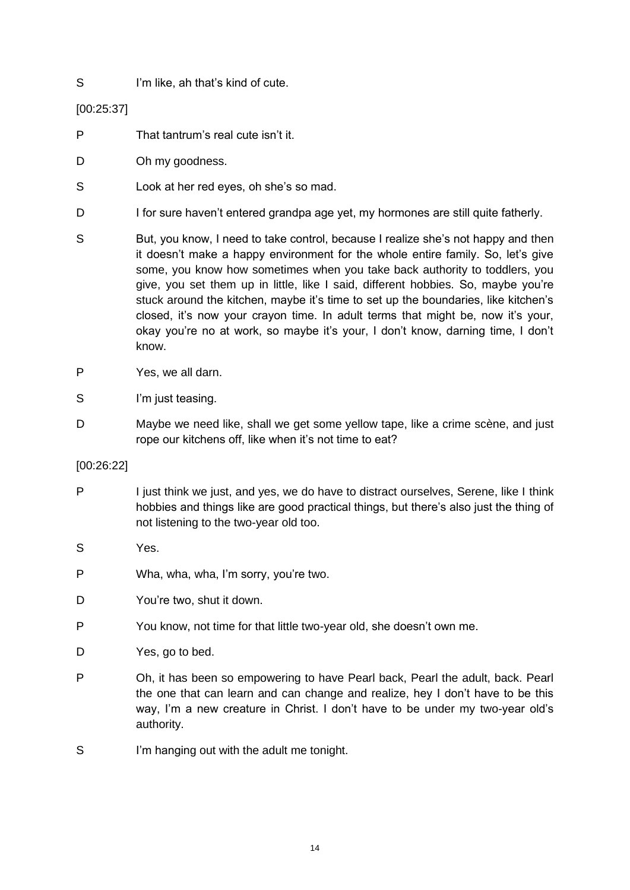S I'm like, ah that's kind of cute.

[00:25:37]

P That tantrum's real cute isn't it.

D Oh my goodness.

S Look at her red eyes, oh she's so mad.

D I for sure haven't entered grandpa age yet, my hormones are still quite fatherly.

S But, you know, I need to take control, because I realize she's not happy and then it doesn't make a happy environment for the whole entire family. So, let's give some, you know how sometimes when you take back authority to toddlers, you give, you set them up in little, like I said, different hobbies. So, maybe you're stuck around the kitchen, maybe it's time to set up the boundaries, like kitchen's closed, it's now your crayon time. In adult terms that might be, now it's your, okay you're no at work, so maybe it's your, I don't know, darning time, I don't know.

P Yes, we all darn.

S I'm just teasing.

D Maybe we need like, shall we get some yellow tape, like a crime scène, and just rope our kitchens off, like when it's not time to eat?

[00:26:22]

P I just think we just, and yes, we do have to distract ourselves, Serene, like I think hobbies and things like are good practical things, but there's also just the thing of not listening to the two-year old too.

S Yes.

P Wha, wha, wha, I'm sorry, you're two.

D You're two, shut it down.

P You know, not time for that little two-year old, she doesn't own me.

D Yes, go to bed.

P Oh, it has been so empowering to have Pearl back, Pearl the adult, back. Pearl the one that can learn and can change and realize, hey I don't have to be this way, I'm a new creature in Christ. I don't have to be under my two-year old's authority.

S I'm hanging out with the adult me tonight.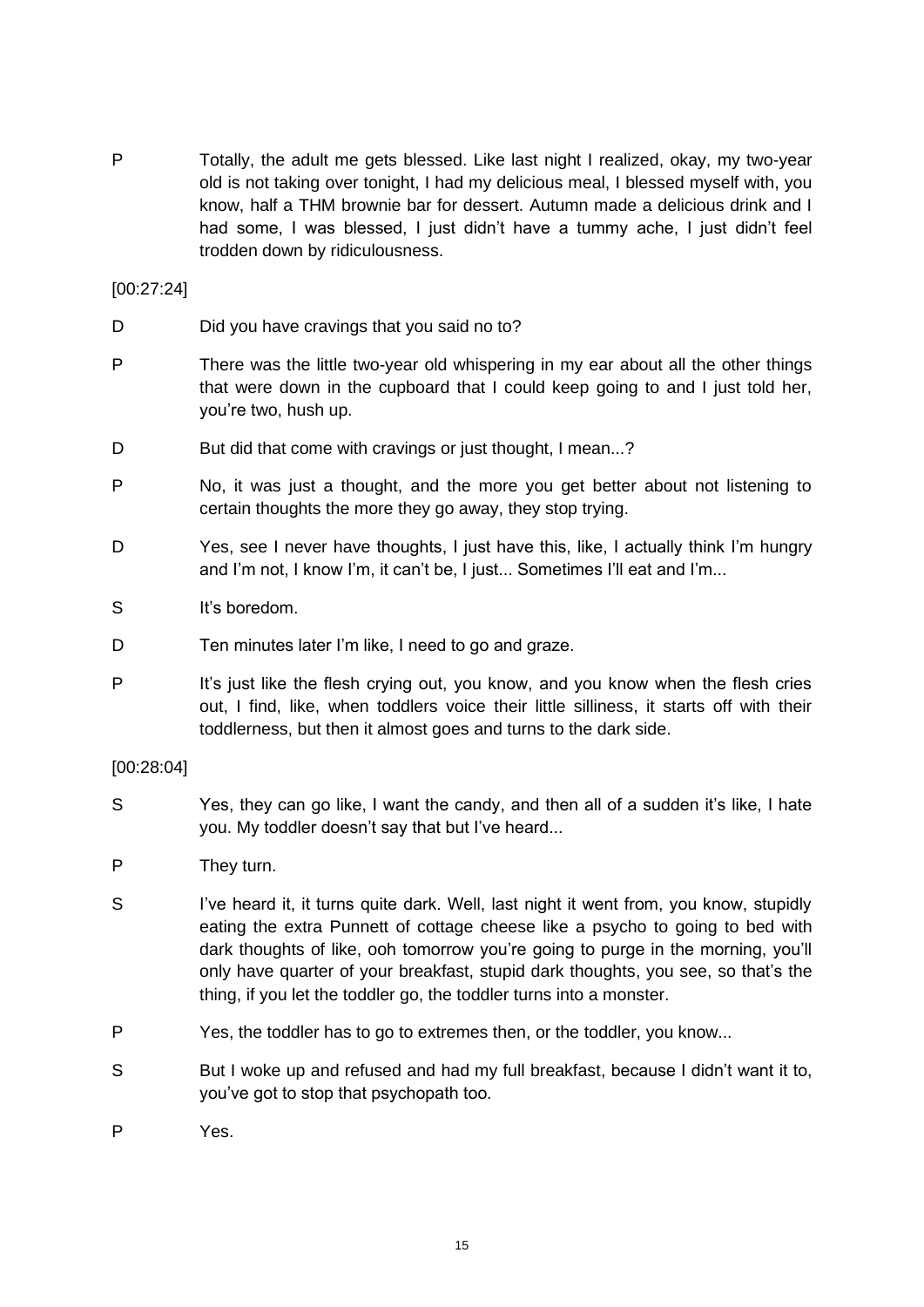P Totally, the adult me gets blessed. Like last night I realized, okay, my two-year old is not taking over tonight, I had my delicious meal, I blessed myself with, you know, half a THM brownie bar for dessert. Autumn made a delicious drink and I had some, I was blessed, I just didn't have a tummy ache, I just didn't feel trodden down by ridiculousness.

[00:27:24]

D Did you have cravings that you said no to?

P There was the little two-year old whispering in my ear about all the other things that were down in the cupboard that I could keep going to and I just told her, you're two, hush up.

D But did that come with cravings or just thought, I mean...?

P No, it was just a thought, and the more you get better about not listening to certain thoughts the more they go away, they stop trying.

D Yes, see I never have thoughts, I just have this, like, I actually think I'm hungry and I'm not, I know I'm, it can't be, I just... Sometimes I'll eat and I'm...

S It's boredom.

D Ten minutes later I'm like, I need to go and graze.

P It's just like the flesh crying out, you know, and you know when the flesh cries out, I find, like, when toddlers voice their little silliness, it starts off with their toddlerness, but then it almost goes and turns to the dark side.

[00:28:04]

S Yes, they can go like, I want the candy, and then all of a sudden it's like, I hate you. My toddler doesn't say that but I've heard...

P They turn.

S I've heard it, it turns quite dark. Well, last night it went from, you know, stupidly eating the extra Punnett of cottage cheese like a psycho to going to bed with dark thoughts of like, ooh tomorrow you're going to purge in the morning, you'll only have quarter of your breakfast, stupid dark thoughts, you see, so that's the thing, if you let the toddler go, the toddler turns into a monster.

P Yes, the toddler has to go to extremes then, or the toddler, you know...

S But I woke up and refused and had my full breakfast, because I didn't want it to, you've got to stop that psychopath too.

P Yes.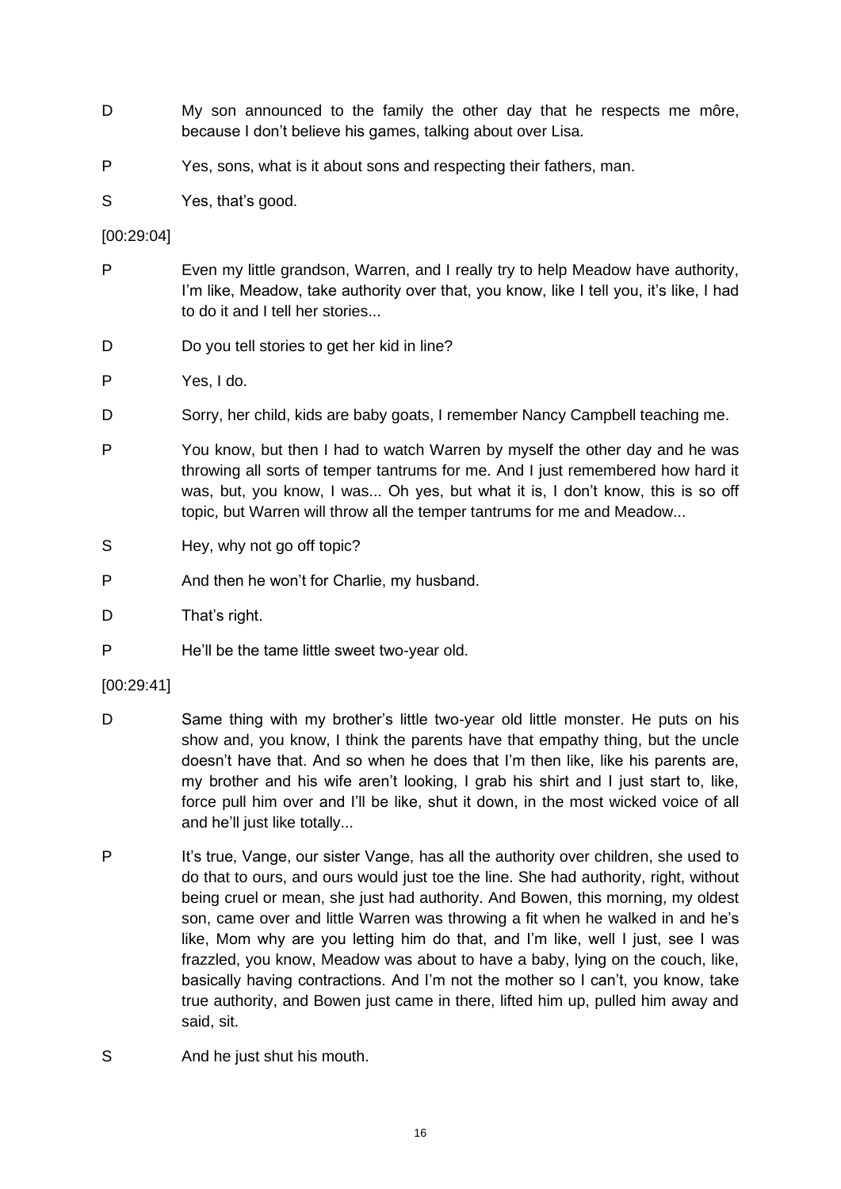D My son announced to the family the other day that he respects me môre, because I don't believe his games, talking about over Lisa.

P Yes, sons, what is it about sons and respecting their fathers, man.

S Yes, that's good.

[00:29:04]

P Even my little grandson, Warren, and I really try to help Meadow have authority, I'm like, Meadow, take authority over that, you know, like I tell you, it's like, I had to do it and I tell her stories...

D Do you tell stories to get her kid in line?

P Yes, I do.

D Sorry, her child, kids are baby goats, I remember Nancy Campbell teaching me.

P You know, but then I had to watch Warren by myself the other day and he was throwing all sorts of temper tantrums for me. And I just remembered how hard it was, but, you know, I was... Oh yes, but what it is, I don't know, this is so off topic, but Warren will throw all the temper tantrums for me and Meadow...

S Hey, why not go off topic?

P And then he won't for Charlie, my husband.

D That's right.

P He'll be the tame little sweet two-year old.

[00:29:41]

D Same thing with my brother's little two-year old little monster. He puts on his show and, you know, I think the parents have that empathy thing, but the uncle doesn't have that. And so when he does that I'm then like, like his parents are, my brother and his wife aren't looking, I grab his shirt and I just start to, like, force pull him over and I'll be like, shut it down, in the most wicked voice of all and he'll just like totally...

P It's true, Vange, our sister Vange, has all the authority over children, she used to do that to ours, and ours would just toe the line. She had authority, right, without being cruel or mean, she just had authority. And Bowen, this morning, my oldest son, came over and little Warren was throwing a fit when he walked in and he's like, Mom why are you letting him do that, and I'm like, well I just, see I was frazzled, you know, Meadow was about to have a baby, lying on the couch, like, basically having contractions. And I'm not the mother so I can't, you know, take true authority, and Bowen just came in there, lifted him up, pulled him away and said, sit.

S And he just shut his mouth.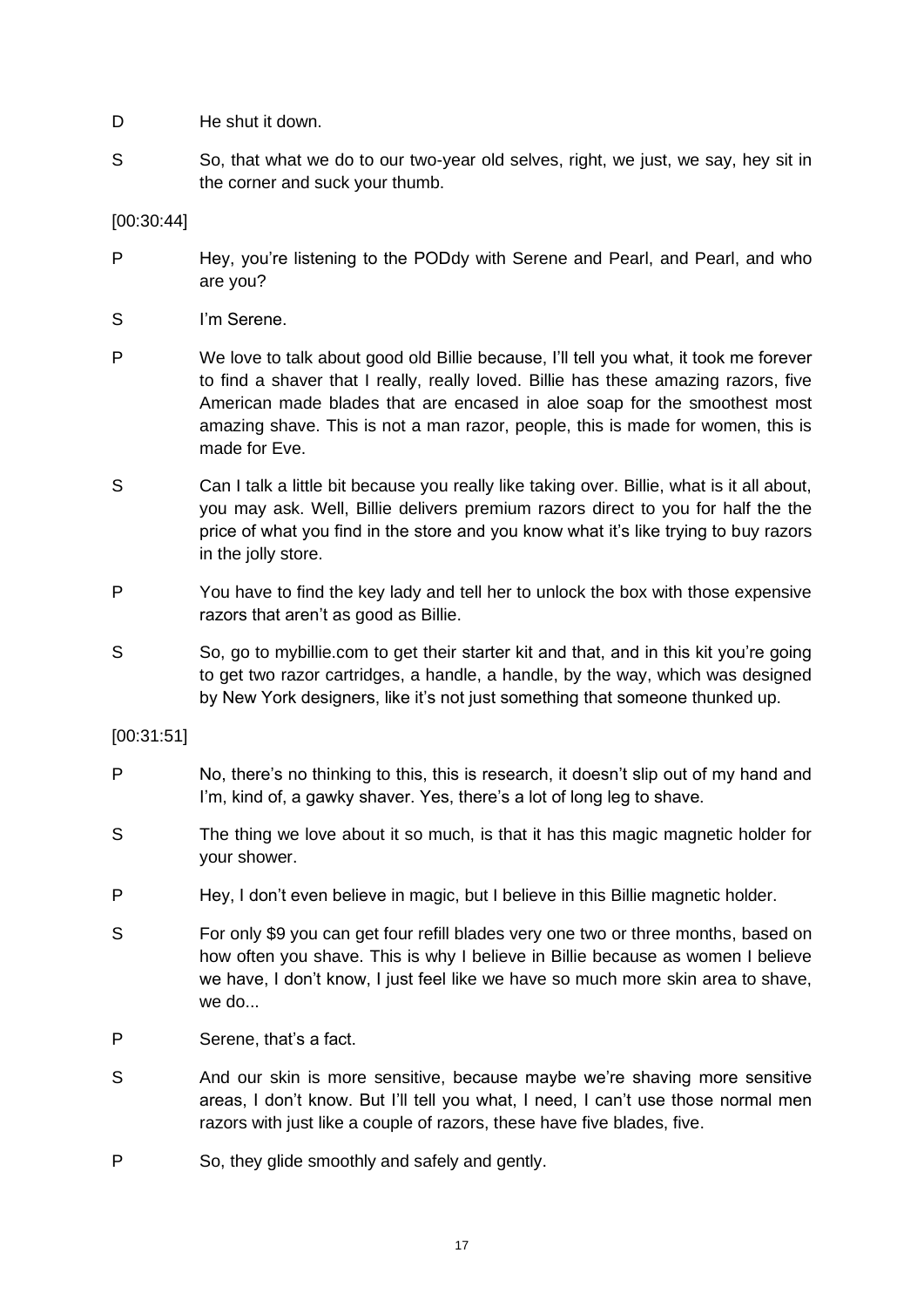D He shut it down.

S So, that what we do to our two-year old selves, right, we just, we say, hey sit in the corner and suck your thumb.

[00:30:44]

P Hey, you're listening to the PODdy with Serene and Pearl, and Pearl, and who are you?

S I'm Serene.

P We love to talk about good old Billie because, I'll tell you what, it took me forever to find a shaver that I really, really loved. Billie has these amazing razors, five American made blades that are encased in aloe soap for the smoothest most amazing shave. This is not a man razor, people, this is made for women, this is made for Eve.

S Can I talk a little bit because you really like taking over. Billie, what is it all about, you may ask. Well, Billie delivers premium razors direct to you for half the the price of what you find in the store and you know what it's like trying to buy razors in the jolly store.

P You have to find the key lady and tell her to unlock the box with those expensive razors that aren't as good as Billie.

S So, go to mybillie.com to get their starter kit and that, and in this kit you're going to get two razor cartridges, a handle, a handle, by the way, which was designed by New York designers, like it's not just something that someone thunked up.

[00:31:51]

P No, there's no thinking to this, this is research, it doesn't slip out of my hand and I'm, kind of, a gawky shaver. Yes, there's a lot of long leg to shave.

S The thing we love about it so much, is that it has this magic magnetic holder for your shower.

P Hey, I don't even believe in magic, but I believe in this Billie magnetic holder.

S For only $9 you can get four refill blades very one two or three months, based on how often you shave. This is why I believe in Billie because as women I believe we have, I don't know, I just feel like we have so much more skin area to shave, we do...

P Serene, that's a fact.

S And our skin is more sensitive, because maybe we're shaving more sensitive areas, I don't know. But I'll tell you what, I need, I can't use those normal men razors with just like a couple of razors, these have five blades, five.

P So, they glide smoothly and safely and gently.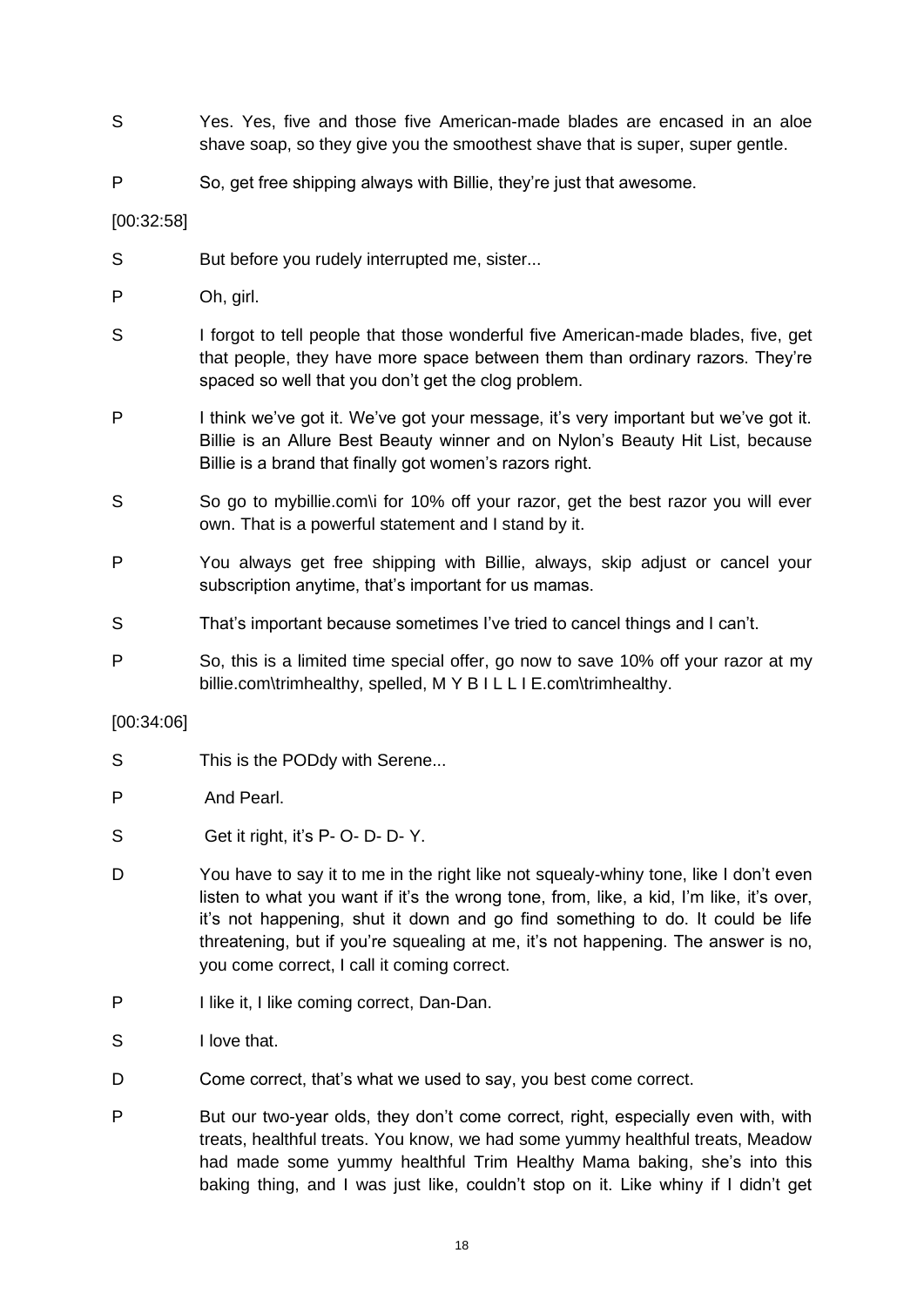S Yes. Yes, five and those five American-made blades are encased in an aloe shave soap, so they give you the smoothest shave that is super, super gentle.

P So, get free shipping always with Billie, they're just that awesome.

[00:32:58]

S But before you rudely interrupted me, sister...

P Oh, girl.

S I forgot to tell people that those wonderful five American-made blades, five, get that people, they have more space between them than ordinary razors. They're spaced so well that you don't get the clog problem.

P I think we've got it. We've got your message, it's very important but we've got it. Billie is an Allure Best Beauty winner and on Nylon's Beauty Hit List, because Billie is a brand that finally got women's razors right.

S So go to mybillie.com\i for 10% off your razor, get the best razor you will ever own. That is a powerful statement and I stand by it.

P You always get free shipping with Billie, always, skip adjust or cancel your subscription anytime, that's important for us mamas.

S That's important because sometimes I've tried to cancel things and I can't.

P So, this is a limited time special offer, go now to save 10% off your razor at my billie.com\trimhealthy, spelled, M Y B I L L I E.com\trimhealthy.

[00:34:06]

S This is the PODdy with Serene...

P And Pearl.

S Get it right, it's P- O- D- D- Y.

D You have to say it to me in the right like not squealy-whiny tone, like I don't even listen to what you want if it's the wrong tone, from, like, a kid, I'm like, it's over, it's not happening, shut it down and go find something to do. It could be life threatening, but if you're squealing at me, it's not happening. The answer is no, you come correct, I call it coming correct.

P I like it, I like coming correct, Dan-Dan.

S I love that.

D Come correct, that's what we used to say, you best come correct.

P But our two-year olds, they don't come correct, right, especially even with, with treats, healthful treats. You know, we had some yummy healthful treats, Meadow had made some yummy healthful Trim Healthy Mama baking, she's into this baking thing, and I was just like, couldn't stop on it. Like whiny if I didn't get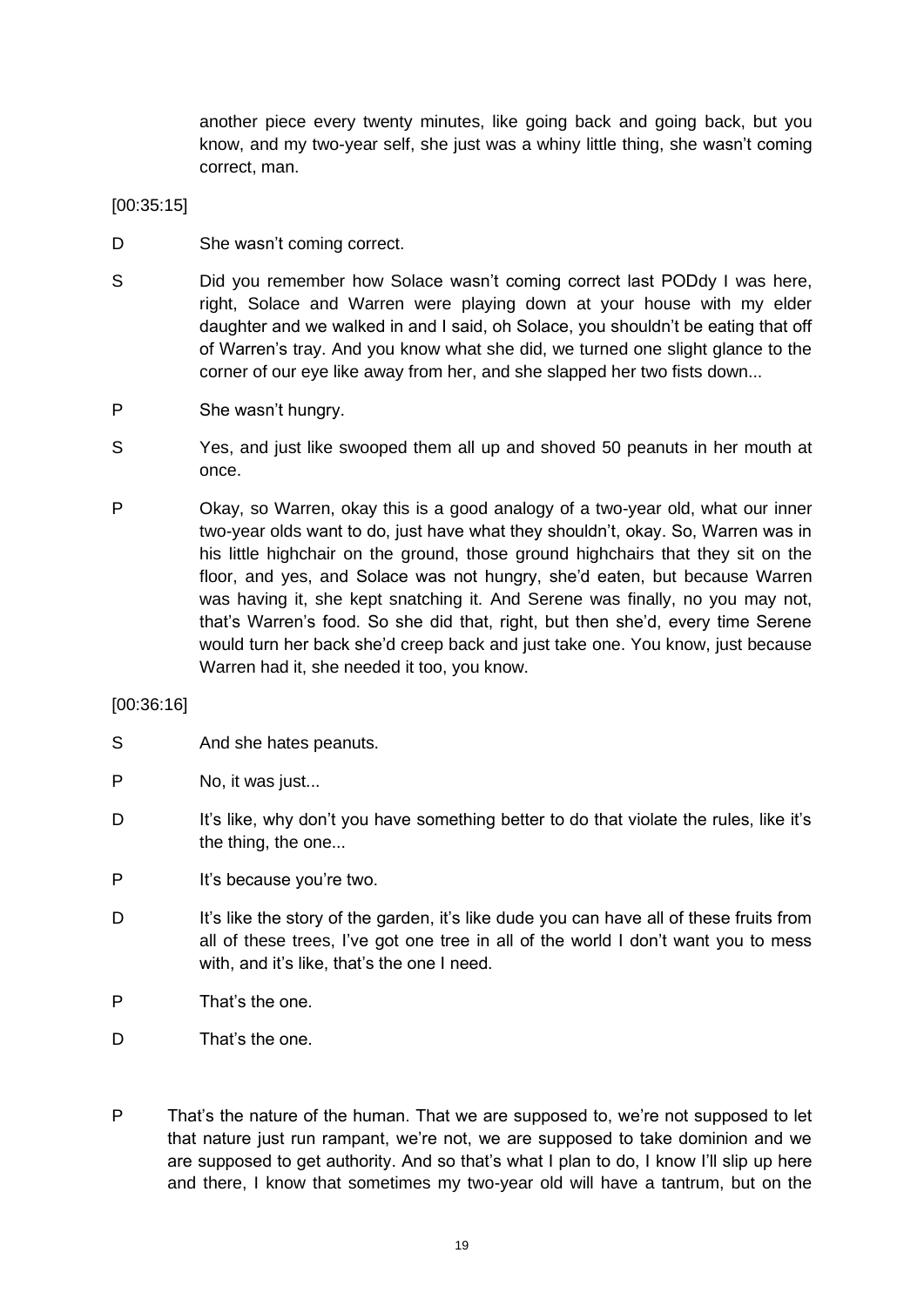another piece every twenty minutes, like going back and going back, but you know, and my two-year self, she just was a whiny little thing, she wasn't coming correct, man.

[00:35:15]

D	She wasn't coming correct.

S	Did you remember how Solace wasn't coming correct last PODdy I was here, right, Solace and Warren were playing down at your house with my elder daughter and we walked in and I said, oh Solace, you shouldn't be eating that off of Warren's tray. And you know what she did, we turned one slight glance to the corner of our eye like away from her, and she slapped her two fists down...

P	She wasn't hungry.

S	Yes, and just like swooped them all up and shoved 50 peanuts in her mouth at once.

P	Okay, so Warren, okay this is a good analogy of a two-year old, what our inner two-year olds want to do, just have what they shouldn't, okay. So, Warren was in his little highchair on the ground, those ground highchairs that they sit on the floor, and yes, and Solace was not hungry, she'd eaten, but because Warren was having it, she kept snatching it. And Serene was finally, no you may not, that's Warren's food. So she did that, right, but then she'd, every time Serene would turn her back she'd creep back and just take one. You know, just because Warren had it, she needed it too, you know.

[00:36:16]

S	And she hates peanuts.

P	No, it was just...

D	It's like, why don't you have something better to do that violate the rules, like it's the thing, the one...

P	It's because you're two.

D	It's like the story of the garden, it's like dude you can have all of these fruits from all of these trees, I've got one tree in all of the world I don't want you to mess with, and it's like, that's the one I need.

P	That's the one.

D	That's the one.

P	That's the nature of the human. That we are supposed to, we're not supposed to let that nature just run rampant, we're not, we are supposed to take dominion and we are supposed to get authority. And so that's what I plan to do, I know I'll slip up here and there, I know that sometimes my two-year old will have a tantrum, but on the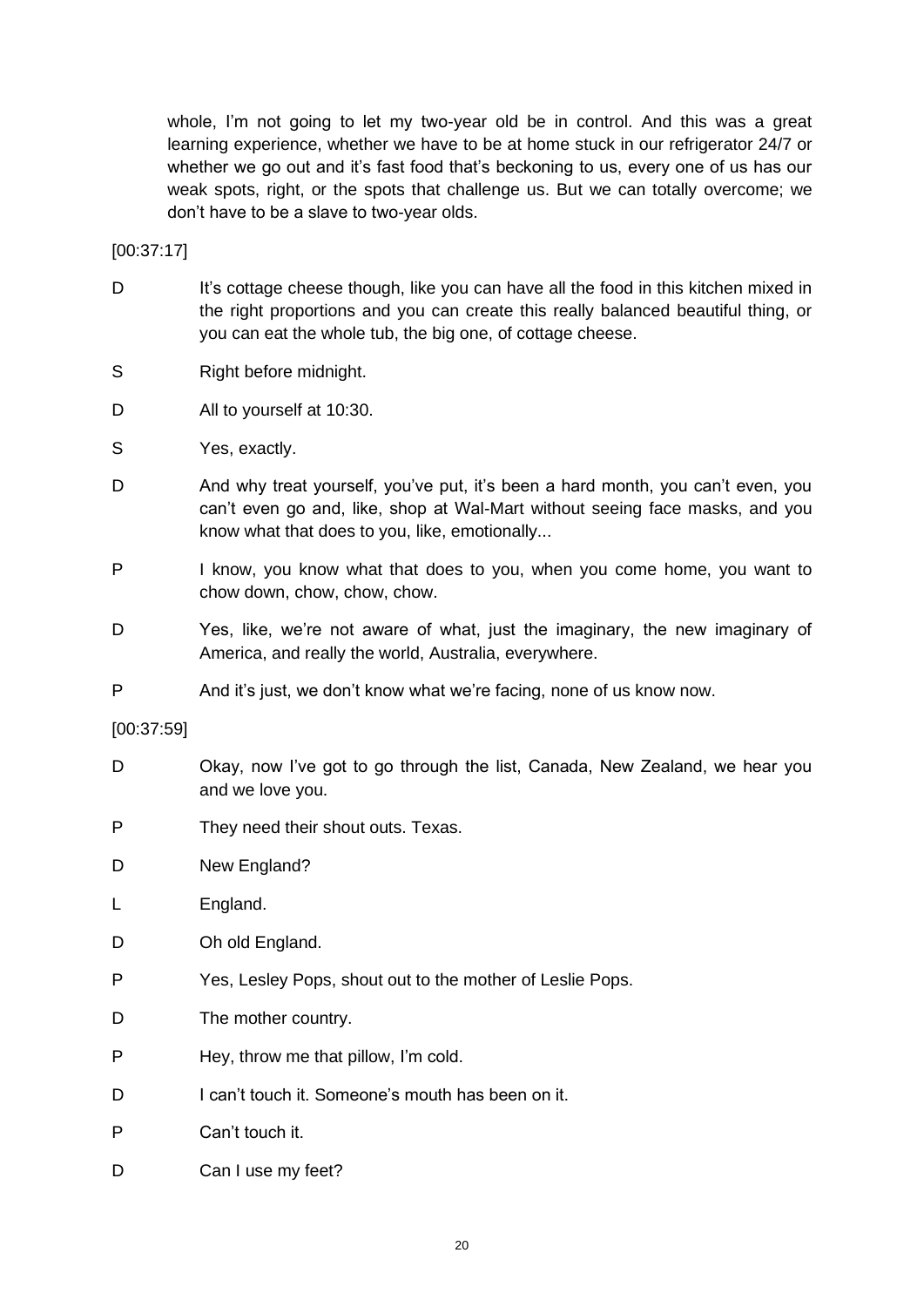whole, I'm not going to let my two-year old be in control. And this was a great learning experience, whether we have to be at home stuck in our refrigerator 24/7 or whether we go out and it's fast food that's beckoning to us, every one of us has our weak spots, right, or the spots that challenge us. But we can totally overcome; we don't have to be a slave to two-year olds.

[00:37:17]

D It's cottage cheese though, like you can have all the food in this kitchen mixed in the right proportions and you can create this really balanced beautiful thing, or you can eat the whole tub, the big one, of cottage cheese.

S Right before midnight.

D All to yourself at 10:30.

S Yes, exactly.

D And why treat yourself, you've put, it's been a hard month, you can't even, you can't even go and, like, shop at Wal-Mart without seeing face masks, and you know what that does to you, like, emotionally...

P I know, you know what that does to you, when you come home, you want to chow down, chow, chow, chow.

D Yes, like, we're not aware of what, just the imaginary, the new imaginary of America, and really the world, Australia, everywhere.

P And it's just, we don't know what we're facing, none of us know now.

[00:37:59]

D Okay, now I've got to go through the list, Canada, New Zealand, we hear you and we love you.

P They need their shout outs. Texas.

D New England?

L England.

D Oh old England.

P Yes, Lesley Pops, shout out to the mother of Leslie Pops.

D The mother country.

P Hey, throw me that pillow, I'm cold.

D I can't touch it. Someone's mouth has been on it.

P Can't touch it.

D Can I use my feet?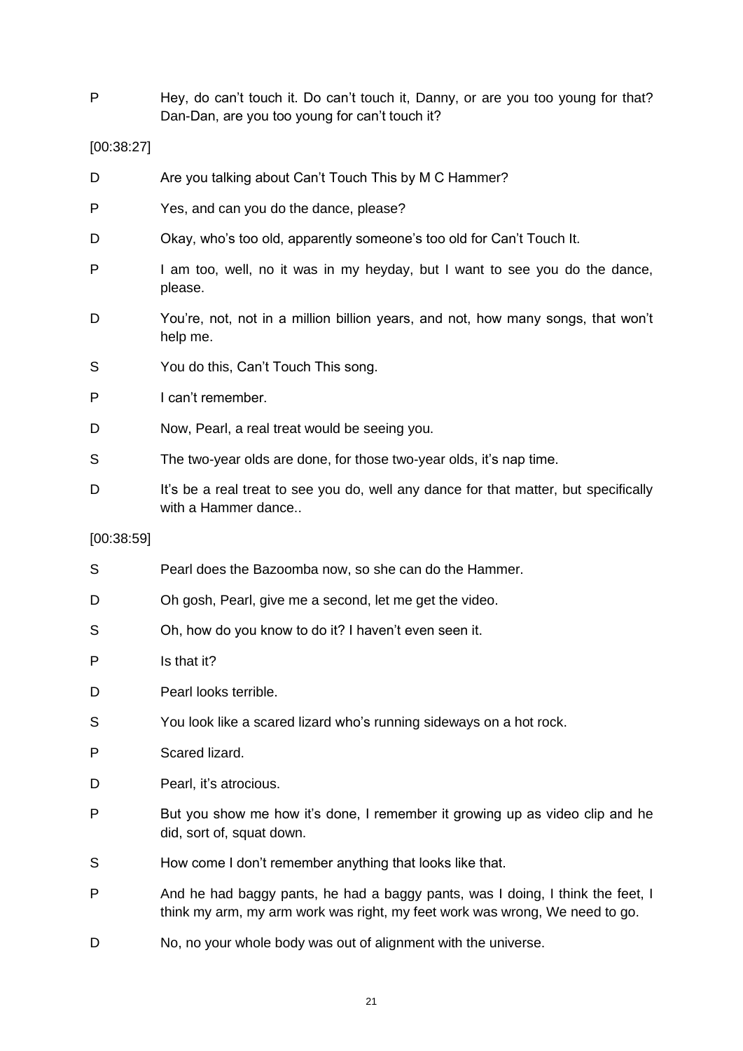P Hey, do can't touch it. Do can't touch it, Danny, or are you too young for that? Dan-Dan, are you too young for can't touch it?

[00:38:27]

D Are you talking about Can't Touch This by M C Hammer?

P Yes, and can you do the dance, please?

D Okay, who's too old, apparently someone's too old for Can't Touch It.

P I am too, well, no it was in my heyday, but I want to see you do the dance, please.

D You're, not, not in a million billion years, and not, how many songs, that won't help me.

S You do this, Can't Touch This song.

P I can't remember.

D Now, Pearl, a real treat would be seeing you.

S The two-year olds are done, for those two-year olds, it's nap time.

D It's be a real treat to see you do, well any dance for that matter, but specifically with a Hammer dance..

[00:38:59]

S Pearl does the Bazoomba now, so she can do the Hammer.

D Oh gosh, Pearl, give me a second, let me get the video.

S Oh, how do you know to do it? I haven't even seen it.

P Is that it?

D Pearl looks terrible.

S You look like a scared lizard who's running sideways on a hot rock.

P Scared lizard.

D Pearl, it's atrocious.

P But you show me how it's done, I remember it growing up as video clip and he did, sort of, squat down.

S How come I don't remember anything that looks like that.

P And he had baggy pants, he had a baggy pants, was I doing, I think the feet, I think my arm, my arm work was right, my feet work was wrong, We need to go.

D No, no your whole body was out of alignment with the universe.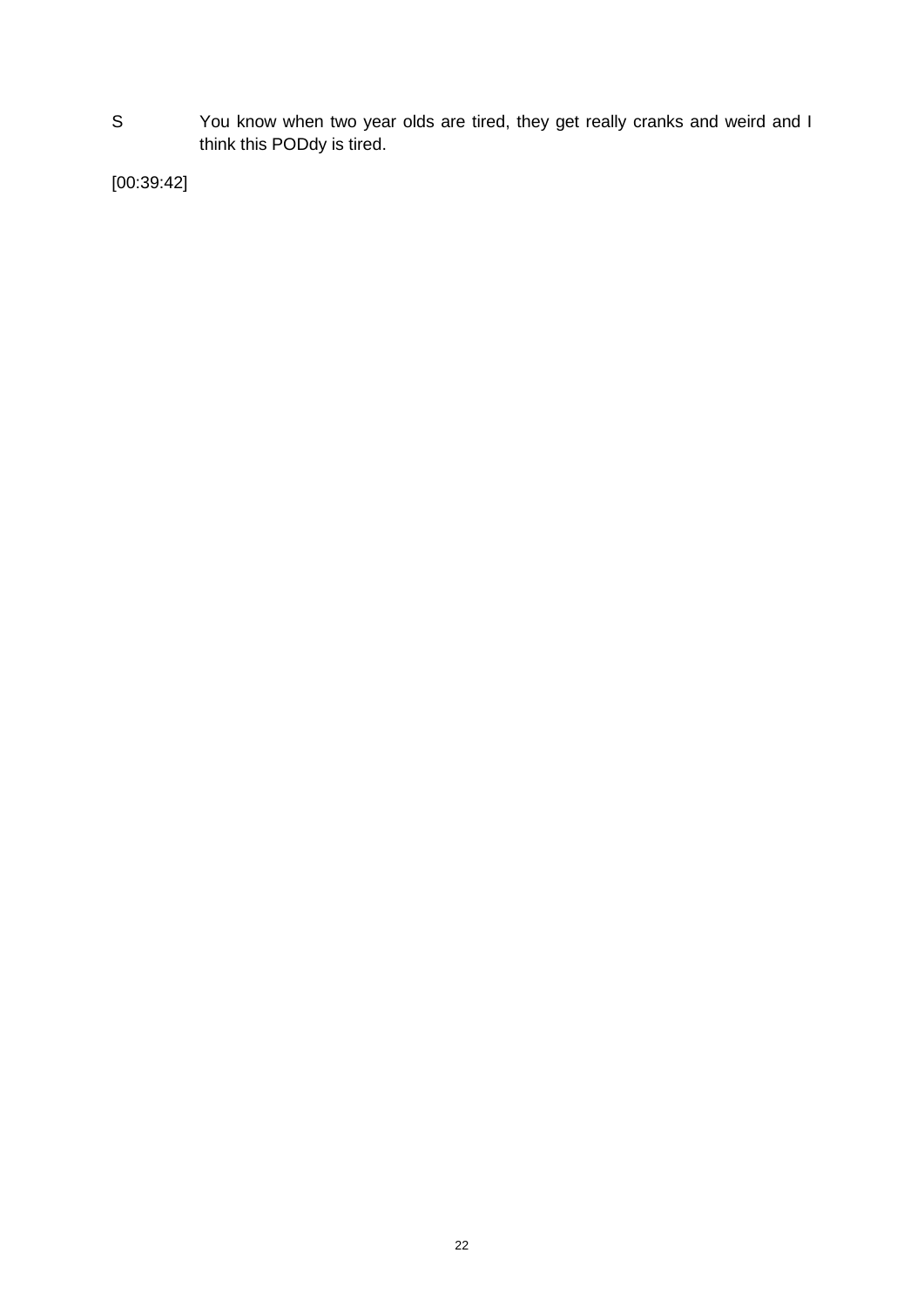S You know when two year olds are tired, they get really cranks and weird and I think this PODdy is tired.

[00:39:42]